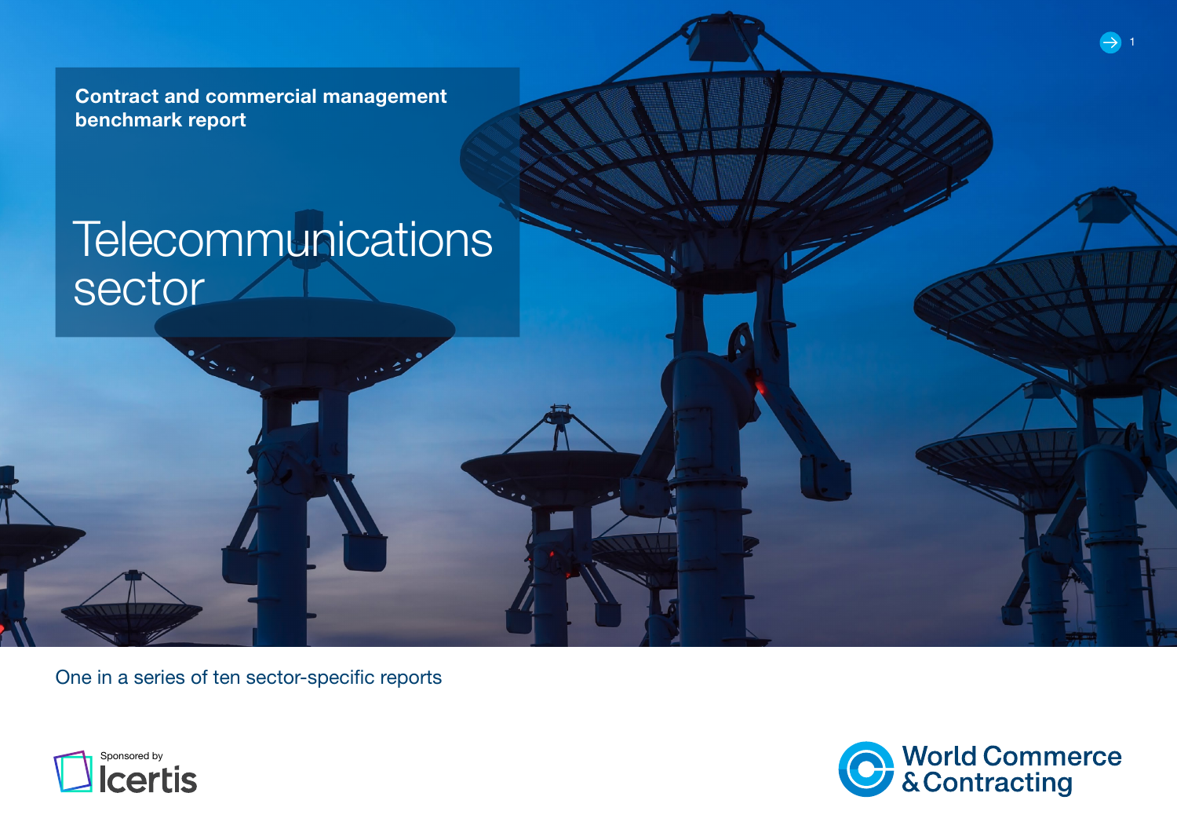Contract and commercial management benchmark report

# Telecommunications sector

One in a series of ten sector-specific reports

Sponsored by Icertis

World Commerce & Contracting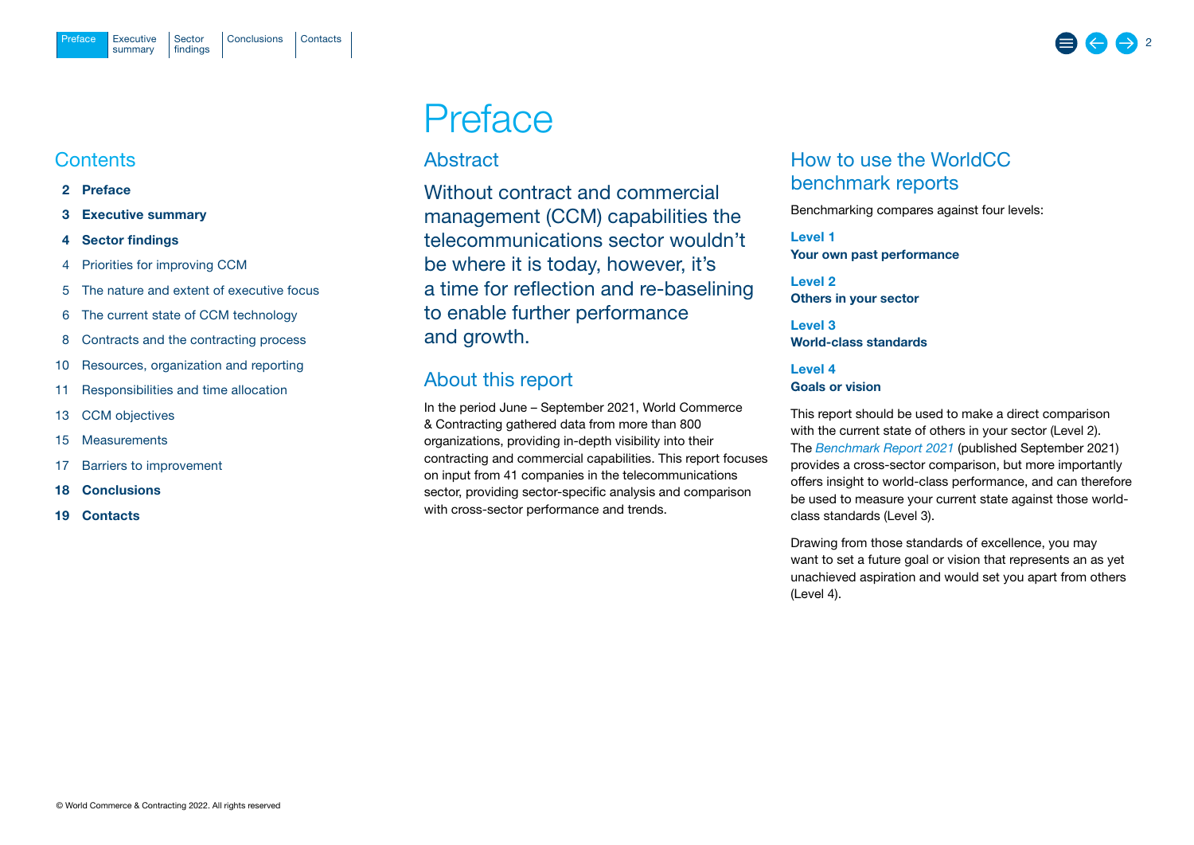# Preface

## Contents

**2 Preface**

**3 Executive summary**

**4 Sector findings**

4 Priorities for improving CCM

5 The nature and extent of executive focus

6 The current state of CCM technology

8 Contracts and the contracting process

10 Resources, organization and reporting

11 Responsibilities and time allocation

13 CCM objectives

15 Measurements

17 Barriers to improvement

**18 Conclusions**

**19 Contacts**

## Abstract

Without contract and commercial management (CCM) capabilities the telecommunications sector wouldn't be where it is today, however, it's a time for reflection and re-baselining to enable further performance and growth.

## About this report

In the period June – September 2021, World Commerce & Contracting gathered data from more than 800 organizations, providing in-depth visibility into their contracting and commercial capabilities. This report focuses on input from 41 companies in the telecommunications sector, providing sector-specific analysis and comparison with cross-sector performance and trends.

## How to use the WorldCC benchmark reports

Benchmarking compares against four levels:

**Level 1**
**Your own past performance**

**Level 2**
**Others in your sector**

**Level 3**
**World-class standards**

**Level 4**
**Goals or vision**

This report should be used to make a direct comparison with the current state of others in your sector (Level 2). The *Benchmark Report 2021* (published September 2021) provides a cross-sector comparison, but more importantly offers insight to world-class performance, and can therefore be used to measure your current state against those world-class standards (Level 3).

Drawing from those standards of excellence, you may want to set a future goal or vision that represents an as yet unachieved aspiration and would set you apart from others (Level 4).

© World Commerce & Contracting 2022. All rights reserved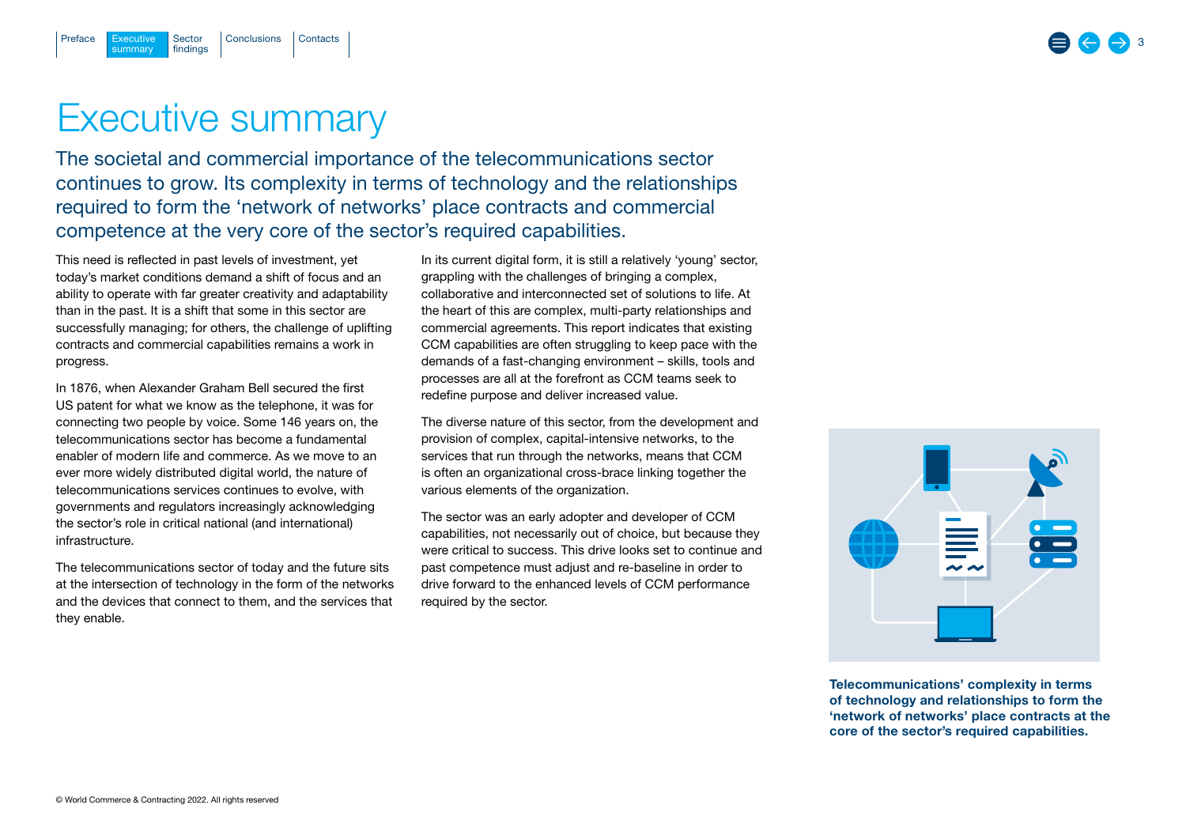# Executive summary

## The societal and commercial importance of the telecommunications sector continues to grow. Its complexity in terms of technology and the relationships required to form the 'network of networks' place contracts and commercial competence at the very core of the sector's required capabilities.

This need is reflected in past levels of investment, yet today's market conditions demand a shift of focus and an ability to operate with far greater creativity and adaptability than in the past. It is a shift that some in this sector are successfully managing; for others, the challenge of uplifting contracts and commercial capabilities remains a work in progress.

In 1876, when Alexander Graham Bell secured the first US patent for what we know as the telephone, it was for connecting two people by voice. Some 146 years on, the telecommunications sector has become a fundamental enabler of modern life and commerce. As we move to an ever more widely distributed digital world, the nature of telecommunications services continues to evolve, with governments and regulators increasingly acknowledging the sector's role in critical national (and international) infrastructure.

The telecommunications sector of today and the future sits at the intersection of technology in the form of the networks and the devices that connect to them, and the services that they enable.

In its current digital form, it is still a relatively 'young' sector, grappling with the challenges of bringing a complex, collaborative and interconnected set of solutions to life. At the heart of this are complex, multi-party relationships and commercial agreements. This report indicates that existing CCM capabilities are often struggling to keep pace with the demands of a fast-changing environment – skills, tools and processes are all at the forefront as CCM teams seek to redefine purpose and deliver increased value.

The diverse nature of this sector, from the development and provision of complex, capital-intensive networks, to the services that run through the networks, means that CCM is often an organizational cross-brace linking together the various elements of the organization.

The sector was an early adopter and developer of CCM capabilities, not necessarily out of choice, but because they were critical to success. This drive looks set to continue and past competence must adjust and re-baseline in order to drive forward to the enhanced levels of CCM performance required by the sector.

**Telecommunications' complexity in terms of technology and relationships to form the 'network of networks' place contracts at the core of the sector's required capabilities.**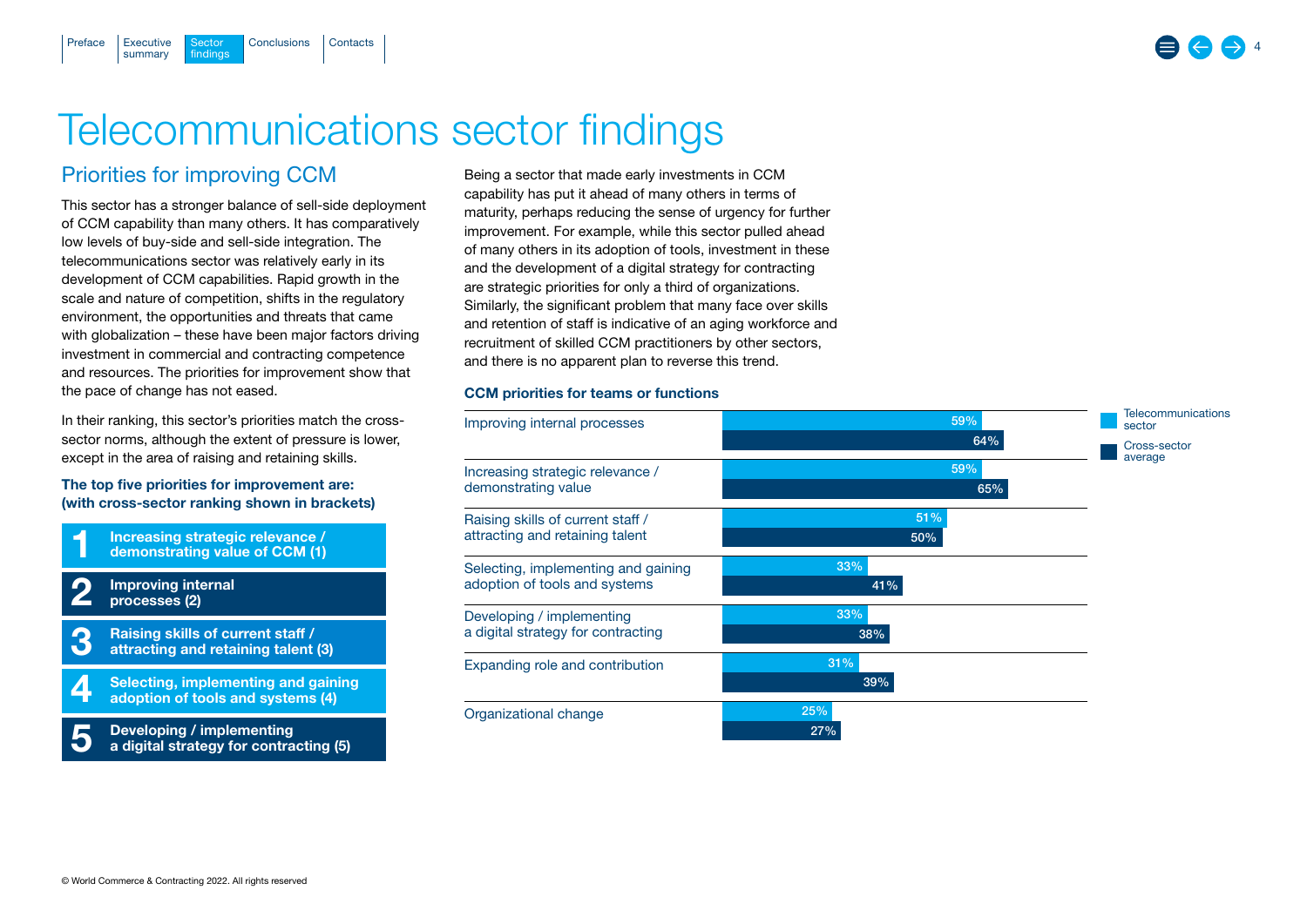# Telecommunications sector findings

## Priorities for improving CCM

This sector has a stronger balance of sell-side deployment of CCM capability than many others. It has comparatively low levels of buy-side and sell-side integration. The telecommunications sector was relatively early in its development of CCM capabilities. Rapid growth in the scale and nature of competition, shifts in the regulatory environment, the opportunities and threats that came with globalization – these have been major factors driving investment in commercial and contracting competence and resources. The priorities for improvement show that the pace of change has not eased.

In their ranking, this sector's priorities match the cross-sector norms, although the extent of pressure is lower, except in the area of raising and retaining skills.

**The top five priorities for improvement are: (with cross-sector ranking shown in brackets)**

1. **Increasing strategic relevance / demonstrating value of CCM (1)**
2. **Improving internal processes (2)**
3. **Raising skills of current staff / attracting and retaining talent (3)**
4. **Selecting, implementing and gaining adoption of tools and systems (4)**
5. **Developing / implementing a digital strategy for contracting (5)**

Being a sector that made early investments in CCM capability has put it ahead of many others in terms of maturity, perhaps reducing the sense of urgency for further improvement. For example, while this sector pulled ahead of many others in its adoption of tools, investment in these and the development of a digital strategy for contracting are strategic priorities for only a third of organizations. Similarly, the significant problem that many face over skills and retention of staff is indicative of an aging workforce and recruitment of skilled CCM practitioners by other sectors, and there is no apparent plan to reverse this trend.

**CCM priorities for teams or functions**

| Priority | Telecommunications sector | Cross-sector average |
|---|---|---|
| Improving internal processes | 59% | 64% |
| Increasing strategic relevance / demonstrating value | 59% | 65% |
| Raising skills of current staff / attracting and retaining talent | 51% | 50% |
| Selecting, implementing and gaining adoption of tools and systems | 33% | 41% |
| Developing / implementing a digital strategy for contracting | 33% | 38% |
| Expanding role and contribution | 31% | 39% |
| Organizational change | 25% | 27% |

© World Commerce & Contracting 2022. All rights reserved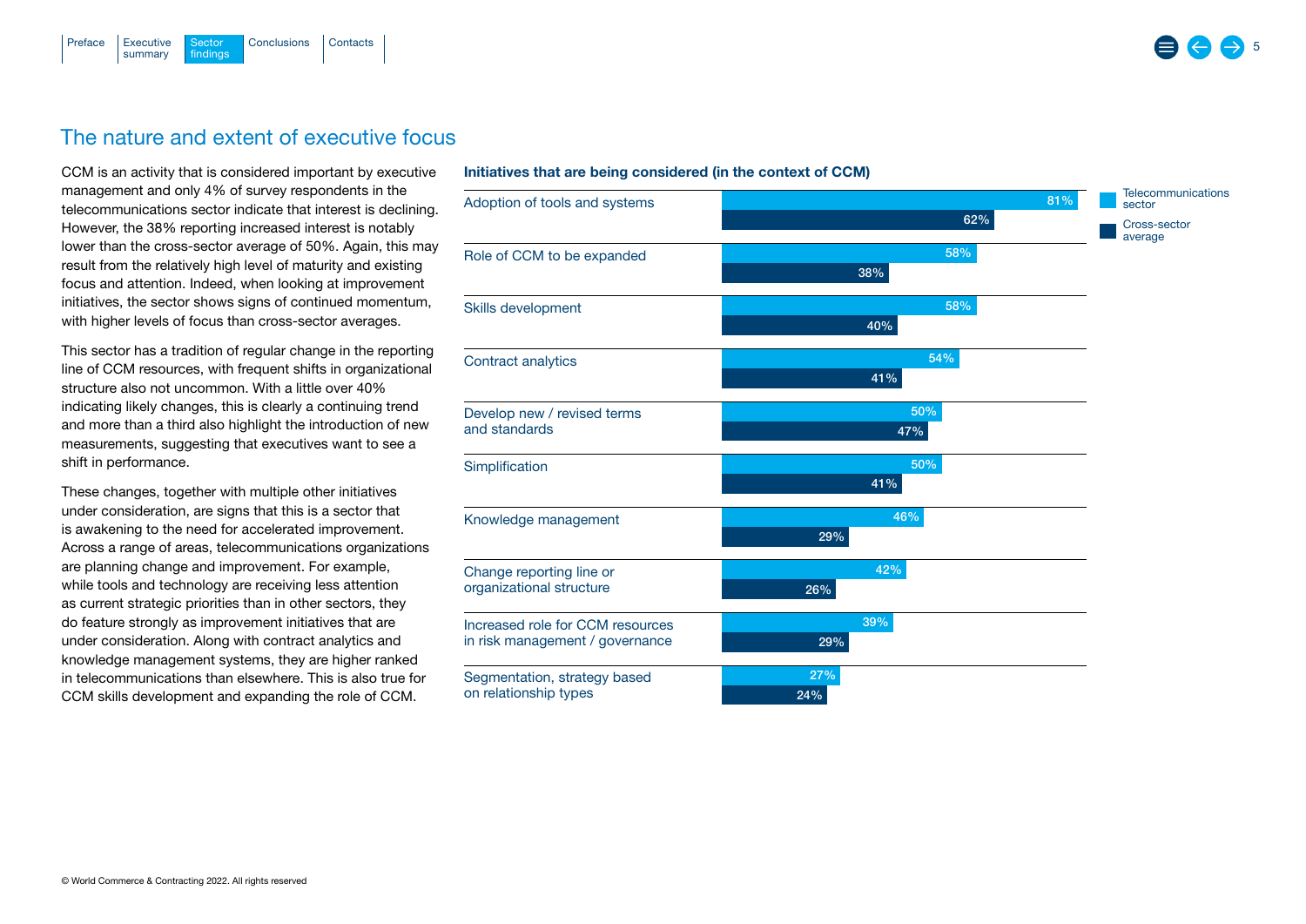## The nature and extent of executive focus

CCM is an activity that is considered important by executive management and only 4% of survey respondents in the telecommunications sector indicate that interest is declining. However, the 38% reporting increased interest is notably lower than the cross-sector average of 50%. Again, this may result from the relatively high level of maturity and existing focus and attention. Indeed, when looking at improvement initiatives, the sector shows signs of continued momentum, with higher levels of focus than cross-sector averages.

This sector has a tradition of regular change in the reporting line of CCM resources, with frequent shifts in organizational structure also not uncommon. With a little over 40% indicating likely changes, this is clearly a continuing trend and more than a third also highlight the introduction of new measurements, suggesting that executives want to see a shift in performance.

These changes, together with multiple other initiatives under consideration, are signs that this is a sector that is awakening to the need for accelerated improvement. Across a range of areas, telecommunications organizations are planning change and improvement. For example, while tools and technology are receiving less attention as current strategic priorities than in other sectors, they do feature strongly as improvement initiatives that are under consideration. Along with contract analytics and knowledge management systems, they are higher ranked in telecommunications than elsewhere. This is also true for CCM skills development and expanding the role of CCM.

**Initiatives that are being considered (in the context of CCM)**

| Initiative | Telecommunications sector | Cross-sector average |
|---|---|---|
| Adoption of tools and systems | 81% | 62% |
| Role of CCM to be expanded | 58% | 38% |
| Skills development | 58% | 40% |
| Contract analytics | 54% | 41% |
| Develop new / revised terms and standards | 50% | 47% |
| Simplification | 50% | 41% |
| Knowledge management | 46% | 29% |
| Change reporting line or organizational structure | 42% | 26% |
| Increased role for CCM resources in risk management / governance | 39% | 29% |
| Segmentation, strategy based on relationship types | 27% | 24% |

© World Commerce & Contracting 2022. All rights reserved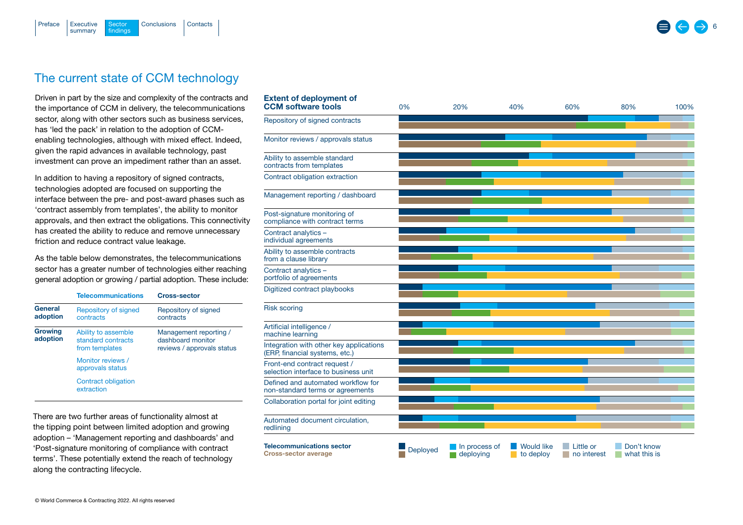# The current state of CCM technology

Driven in part by the size and complexity of the contracts and the importance of CCM in delivery, the telecommunications sector, along with other sectors such as business services, has 'led the pack' in relation to the adoption of CCM-enabling technologies, although with mixed effect. Indeed, given the rapid advances in available technology, past investment can prove an impediment rather than an asset.

In addition to having a repository of signed contracts, technologies adopted are focused on supporting the interface between the pre- and post-award phases such as 'contract assembly from templates', the ability to monitor approvals, and then extract the obligations. This connectivity has created the ability to reduce and remove unnecessary friction and reduce contract value leakage.

As the table below demonstrates, the telecommunications sector has a greater number of technologies either reaching general adoption or growing / partial adoption. These include:

| | Telecommunications | Cross-sector |
|---|---|---|
| **General adoption** | Repository of signed contracts | Repository of signed contracts |
| **Growing adoption** | Ability to assemble standard contracts from templates<br>Monitor reviews / approvals status<br>Contract obligation extraction | Management reporting / dashboard monitor reviews / approvals status |

There are two further areas of functionality almost at the tipping point between limited adoption and growing adoption – 'Management reporting and dashboards' and 'Post-signature monitoring of compliance with contract terms'. These potentially extend the reach of technology along the contracting lifecycle.

## Extent of deployment of CCM software tools

0% 20% 40% 60% 80% 100%

- Repository of signed contracts
- Monitor reviews / approvals status
- Ability to assemble standard contracts from templates
- Contract obligation extraction
- Management reporting / dashboard
- Post-signature monitoring of compliance with contract terms
- Contract analytics – individual agreements
- Ability to assemble contracts from a clause library
- Contract analytics – portfolio of agreements
- Digitized contract playbooks
- Risk scoring
- Artificial intelligence / machine learning
- Integration with other key applications (ERP, financial systems, etc.)
- Front-end contract request / selection interface to business unit
- Defined and automated workflow for non-standard terms or agreements
- Collaboration portal for joint editing
- Automated document circulation, redlining

**Telecommunications sector**
**Cross-sector average**

Deployed | In process of deploying | Would like to deploy | Little or no interest | Don't know what this is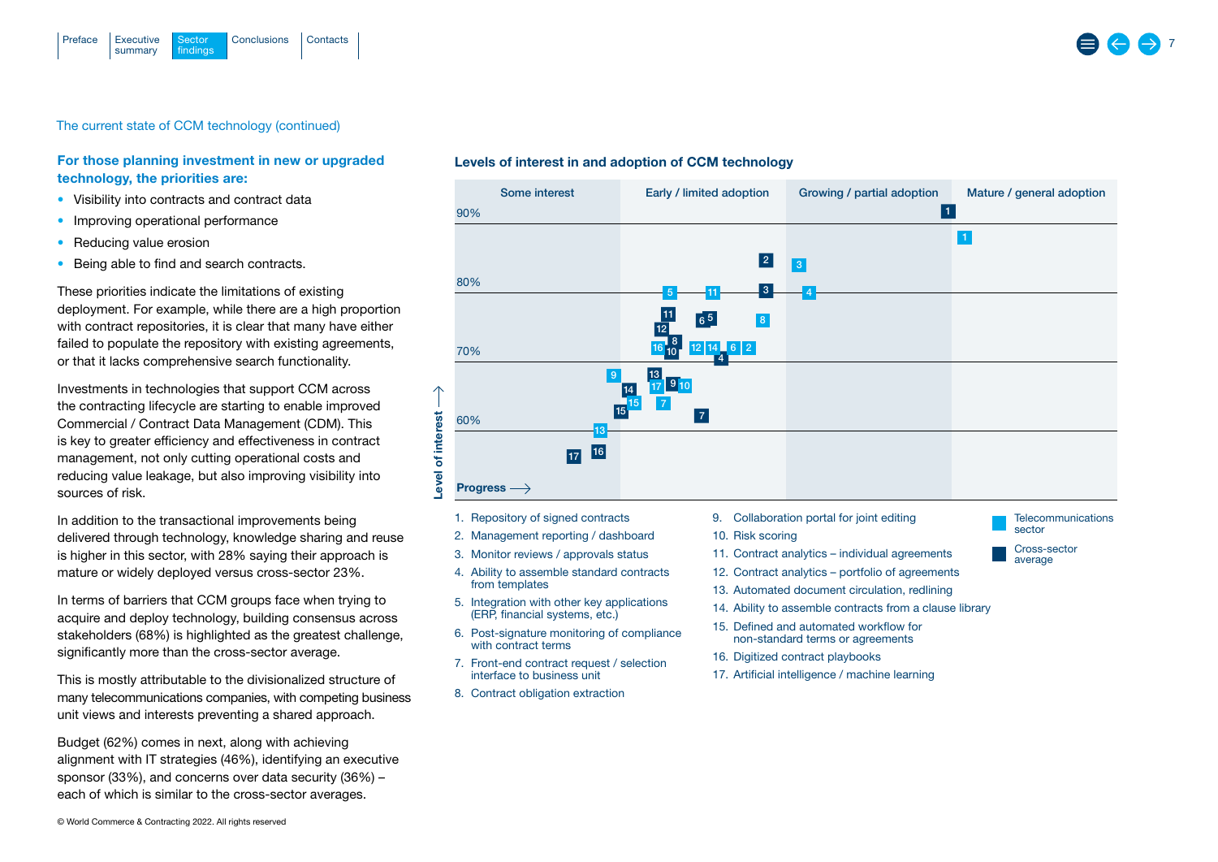The current state of CCM technology (continued)

### For those planning investment in new or upgraded technology, the priorities are:

- Visibility into contracts and contract data
- Improving operational performance
- Reducing value erosion
- Being able to find and search contracts.

These priorities indicate the limitations of existing deployment. For example, while there are a high proportion with contract repositories, it is clear that many have either failed to populate the repository with existing agreements, or that it lacks comprehensive search functionality.

Investments in technologies that support CCM across the contracting lifecycle are starting to enable improved Commercial / Contract Data Management (CDM). This is key to greater efficiency and effectiveness in contract management, not only cutting operational costs and reducing value leakage, but also improving visibility into sources of risk.

In addition to the transactional improvements being delivered through technology, knowledge sharing and reuse is higher in this sector, with 28% saying their approach is mature or widely deployed versus cross-sector 23%.

In terms of barriers that CCM groups face when trying to acquire and deploy technology, building consensus across stakeholders (68%) is highlighted as the greatest challenge, significantly more than the cross-sector average.

This is mostly attributable to the divisionalized structure of many telecommunications companies, with competing business unit views and interests preventing a shared approach.

Budget (62%) comes in next, along with achieving alignment with IT strategies (46%), identifying an executive sponsor (33%), and concerns over data security (36%) – each of which is similar to the cross-sector averages.

### Levels of interest in and adoption of CCM technology

Chart axes: Level of interest (60%–90%) vs. Progress (Some interest; Early / limited adoption; Growing / partial adoption; Mature / general adoption). Legend: Telecommunications sector; Cross-sector average.

1. Repository of signed contracts
2. Management reporting / dashboard
3. Monitor reviews / approvals status
4. Ability to assemble standard contracts from templates
5. Integration with other key applications (ERP, financial systems, etc.)
6. Post-signature monitoring of compliance with contract terms
7. Front-end contract request / selection interface to business unit
8. Contract obligation extraction
9. Collaboration portal for joint editing
10. Risk scoring
11. Contract analytics – individual agreements
12. Contract analytics – portfolio of agreements
13. Automated document circulation, redlining
14. Ability to assemble contracts from a clause library
15. Defined and automated workflow for non-standard terms or agreements
16. Digitized contract playbooks
17. Artificial intelligence / machine learning

© World Commerce & Contracting 2022. All rights reserved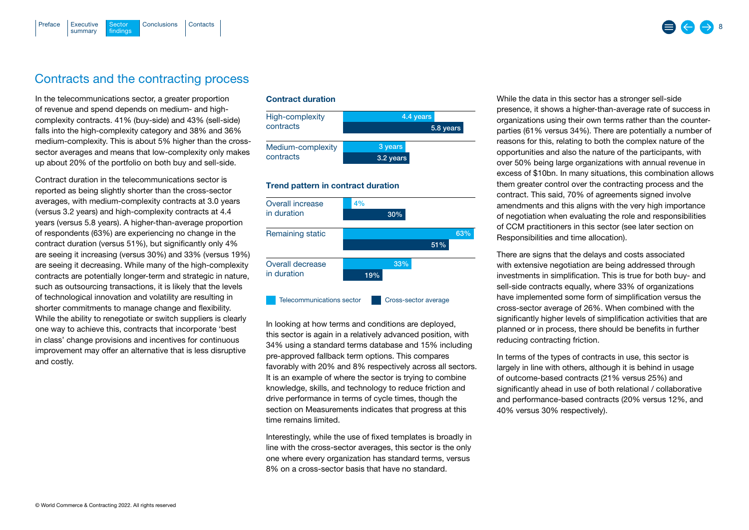## Contracts and the contracting process

In the telecommunications sector, a greater proportion of revenue and spend depends on medium- and high-complexity contracts. 41% (buy-side) and 43% (sell-side) falls into the high-complexity category and 38% and 36% medium-complexity. This is about 5% higher than the cross-sector averages and means that low-complexity only makes up about 20% of the portfolio on both buy and sell-side.

Contract duration in the telecommunications sector is reported as being slightly shorter than the cross-sector averages, with medium-complexity contracts at 3.0 years (versus 3.2 years) and high-complexity contracts at 4.4 years (versus 5.8 years). A higher-than-average proportion of respondents (63%) are experiencing no change in the contract duration (versus 51%), but significantly only 4% are seeing it increasing (versus 30%) and 33% (versus 19%) are seeing it decreasing. While many of the high-complexity contracts are potentially longer-term and strategic in nature, such as outsourcing transactions, it is likely that the levels of technological innovation and volatility are resulting in shorter commitments to manage change and flexibility. While the ability to renegotiate or switch suppliers is clearly one way to achieve this, contracts that incorporate 'best in class' change provisions and incentives for continuous improvement may offer an alternative that is less disruptive and costly.

**Contract duration**

| | Telecommunications sector | Cross-sector average |
|---|---|---|
| High-complexity contracts | 4.4 years | 5.8 years |
| Medium-complexity contracts | 3 years | 3.2 years |

**Trend pattern in contract duration**

| | Telecommunications sector | Cross-sector average |
|---|---|---|
| Overall increase in duration | 4% | 30% |
| Remaining static | 63% | 51% |
| Overall decrease in duration | 33% | 19% |

In looking at how terms and conditions are deployed, this sector is again in a relatively advanced position, with 34% using a standard terms database and 15% including pre-approved fallback term options. This compares favorably with 20% and 8% respectively across all sectors. It is an example of where the sector is trying to combine knowledge, skills, and technology to reduce friction and drive performance in terms of cycle times, though the section on Measurements indicates that progress at this time remains limited.

Interestingly, while the use of fixed templates is broadly in line with the cross-sector averages, this sector is the only one where every organization has standard terms, versus 8% on a cross-sector basis that have no standard.

While the data in this sector has a stronger sell-side presence, it shows a higher-than-average rate of success in organizations using their own terms rather than the counter-parties (61% versus 34%). There are potentially a number of reasons for this, relating to both the complex nature of the opportunities and also the nature of the participants, with over 50% being large organizations with annual revenue in excess of $10bn. In many situations, this combination allows them greater control over the contracting process and the contract. This said, 70% of agreements signed involve amendments and this aligns with the very high importance of negotiation when evaluating the role and responsibilities of CCM practitioners in this sector (see later section on Responsibilities and time allocation).

There are signs that the delays and costs associated with extensive negotiation are being addressed through investments in simplification. This is true for both buy- and sell-side contracts equally, where 33% of organizations have implemented some form of simplification versus the cross-sector average of 26%. When combined with the significantly higher levels of simplification activities that are planned or in process, there should be benefits in further reducing contracting friction.

In terms of the types of contracts in use, this sector is largely in line with others, although it is behind in usage of outcome-based contracts (21% versus 25%) and significantly ahead in use of both relational / collaborative and performance-based contracts (20% versus 12%, and 40% versus 30% respectively).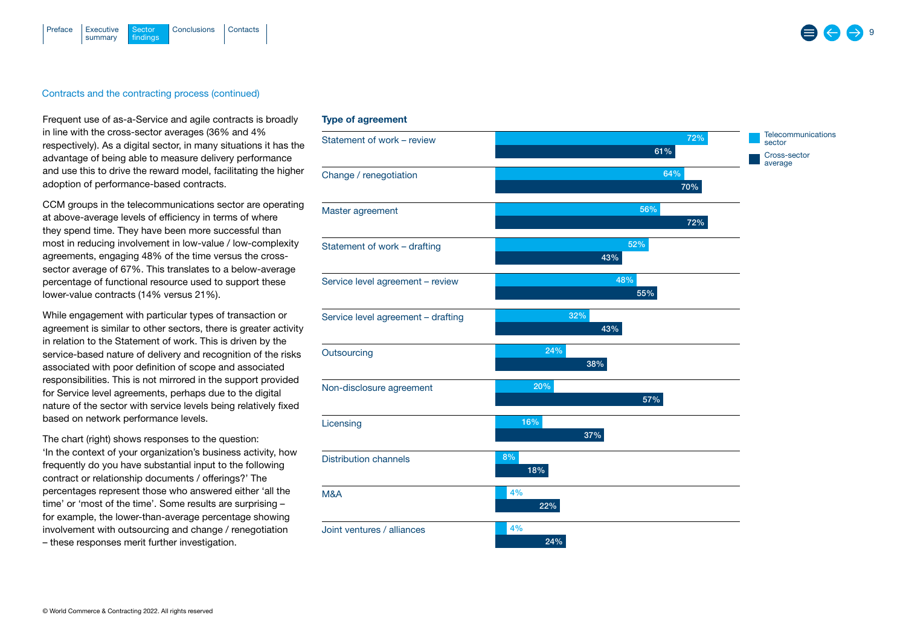Contracts and the contracting process (continued)

Frequent use of as-a-Service and agile contracts is broadly in line with the cross-sector averages (36% and 4% respectively). As a digital sector, in many situations it has the advantage of being able to measure delivery performance and use this to drive the reward model, facilitating the higher adoption of performance-based contracts.

CCM groups in the telecommunications sector are operating at above-average levels of efficiency in terms of where they spend time. They have been more successful than most in reducing involvement in low-value / low-complexity agreements, engaging 48% of the time versus the cross-sector average of 67%. This translates to a below-average percentage of functional resource used to support these lower-value contracts (14% versus 21%).

While engagement with particular types of transaction or agreement is similar to other sectors, there is greater activity in relation to the Statement of work. This is driven by the service-based nature of delivery and recognition of the risks associated with poor definition of scope and associated responsibilities. This is not mirrored in the support provided for Service level agreements, perhaps due to the digital nature of the sector with service levels being relatively fixed based on network performance levels.

The chart (right) shows responses to the question: 'In the context of your organization's business activity, how frequently do you have substantial input to the following contract or relationship documents / offerings?' The percentages represent those who answered either 'all the time' or 'most of the time'. Some results are surprising – for example, the lower-than-average percentage showing involvement with outsourcing and change / renegotiation – these responses merit further investigation.

**Type of agreement**

| Type of agreement | Telecommunications sector | Cross-sector average |
|---|---|---|
| Statement of work – review | 72% | 61% |
| Change / renegotiation | 64% | 70% |
| Master agreement | 56% | 72% |
| Statement of work – drafting | 52% | 43% |
| Service level agreement – review | 48% | 55% |
| Service level agreement – drafting | 32% | 43% |
| Outsourcing | 24% | 38% |
| Non-disclosure agreement | 20% | 57% |
| Licensing | 16% | 37% |
| Distribution channels | 8% | 18% |
| M&A | 4% | 22% |
| Joint ventures / alliances | 4% | 24% |

© World Commerce & Contracting 2022. All rights reserved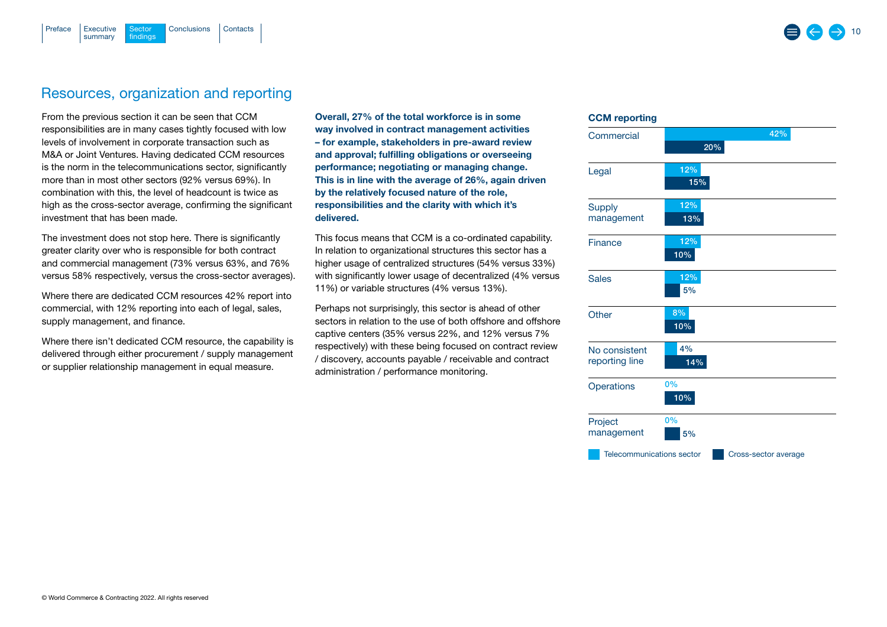## Resources, organization and reporting

From the previous section it can be seen that CCM responsibilities are in many cases tightly focused with low levels of involvement in corporate transaction such as M&A or Joint Ventures. Having dedicated CCM resources is the norm in the telecommunications sector, significantly more than in most other sectors (92% versus 69%). In combination with this, the level of headcount is twice as high as the cross-sector average, confirming the significant investment that has been made.

The investment does not stop here. There is significantly greater clarity over who is responsible for both contract and commercial management (73% versus 63%, and 76% versus 58% respectively, versus the cross-sector averages).

Where there are dedicated CCM resources 42% report into commercial, with 12% reporting into each of legal, sales, supply management, and finance.

Where there isn't dedicated CCM resource, the capability is delivered through either procurement / supply management or supplier relationship management in equal measure.

**Overall, 27% of the total workforce is in some way involved in contract management activities – for example, stakeholders in pre-award review and approval; fulfilling obligations or overseeing performance; negotiating or managing change. This is in line with the average of 26%, again driven by the relatively focused nature of the role, responsibilities and the clarity with which it's delivered.**

This focus means that CCM is a co-ordinated capability. In relation to organizational structures this sector has a higher usage of centralized structures (54% versus 33%) with significantly lower usage of decentralized (4% versus 11%) or variable structures (4% versus 13%).

Perhaps not surprisingly, this sector is ahead of other sectors in relation to the use of both offshore and offshore captive centers (35% versus 22%, and 12% versus 7% respectively) with these being focused on contract review / discovery, accounts payable / receivable and contract administration / performance monitoring.

### CCM reporting

| | Telecommunications sector | Cross-sector average |
|---|---|---|
| Commercial | 42% | 20% |
| Legal | 12% | 15% |
| Supply management | 12% | 13% |
| Finance | 12% | 10% |
| Sales | 12% | 5% |
| Other | 8% | 10% |
| No consistent reporting line | 4% | 14% |
| Operations | 0% | 10% |
| Project management | 0% | 5% |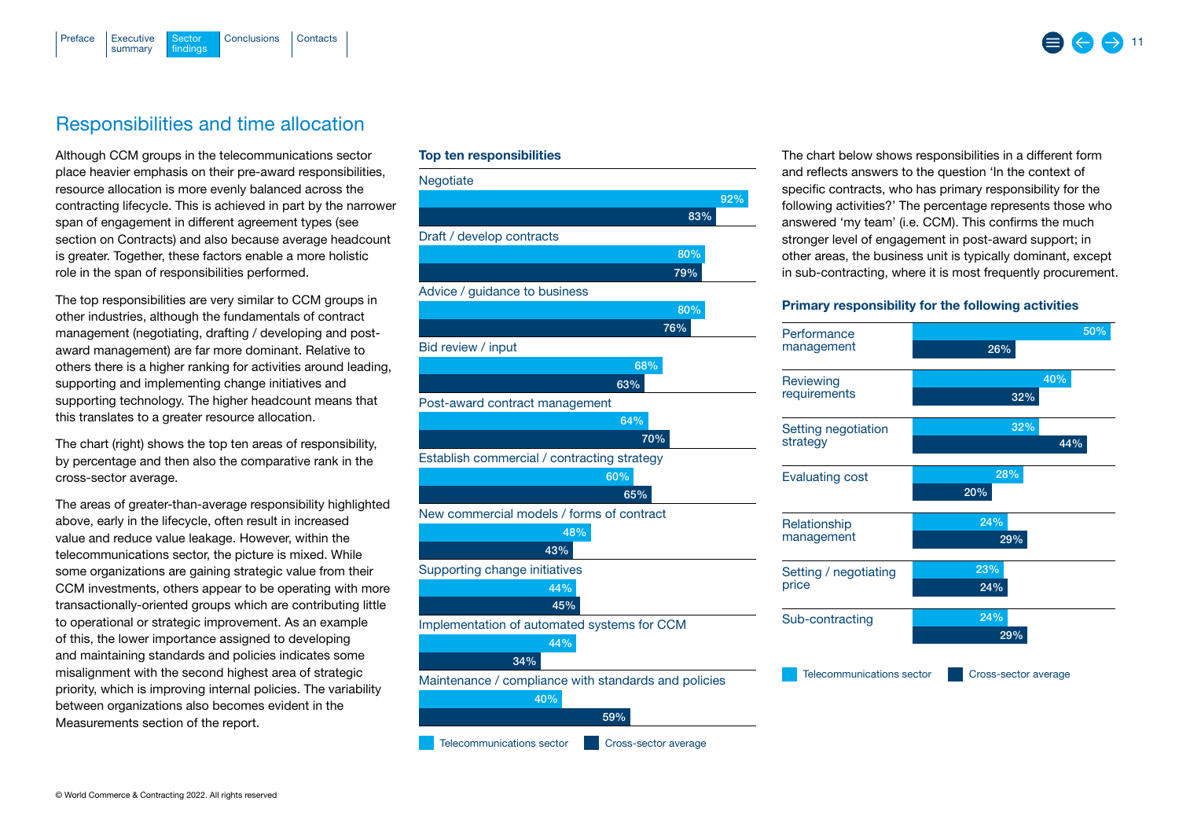## Responsibilities and time allocation

Although CCM groups in the telecommunications sector place heavier emphasis on their pre-award responsibilities, resource allocation is more evenly balanced across the contracting lifecycle. This is achieved in part by the narrower span of engagement in different agreement types (see section on Contracts) and also because average headcount is greater. Together, these factors enable a more holistic role in the span of responsibilities performed.

The top responsibilities are very similar to CCM groups in other industries, although the fundamentals of contract management (negotiating, drafting / developing and post-award management) are far more dominant. Relative to others there is a higher ranking for activities around leading, supporting and implementing change initiatives and supporting technology. The higher headcount means that this translates to a greater resource allocation.

The chart (right) shows the top ten areas of responsibility, by percentage and then also the comparative rank in the cross-sector average.

The areas of greater-than-average responsibility highlighted above, early in the lifecycle, often result in increased value and reduce value leakage. However, within the telecommunications sector, the picture is mixed. While some organizations are gaining strategic value from their CCM investments, others appear to be operating with more transactionally-oriented groups which are contributing little to operational or strategic improvement. As an example of this, the lower importance assigned to developing and maintaining standards and policies indicates some misalignment with the second highest area of strategic priority, which is improving internal policies. The variability between organizations also becomes evident in the Measurements section of the report.

**Top ten responsibilities**

| Responsibility | Telecommunications sector | Cross-sector average |
|---|---|---|
| Negotiate | 92% | 83% |
| Draft / develop contracts | 80% | 79% |
| Advice / guidance to business | 80% | 76% |
| Bid review / input | 68% | 63% |
| Post-award contract management | 64% | 70% |
| Establish commercial / contracting strategy | 60% | 65% |
| New commercial models / forms of contract | 48% | 43% |
| Supporting change initiatives | 44% | 45% |
| Implementation of automated systems for CCM | 44% | 34% |
| Maintenance / compliance with standards and policies | 40% | 59% |

The chart below shows responsibilities in a different form and reflects answers to the question 'In the context of specific contracts, who has primary responsibility for the following activities?' The percentage represents those who answered 'my team' (i.e. CCM). This confirms the much stronger level of engagement in post-award support; in other areas, the business unit is typically dominant, except in sub-contracting, where it is most frequently procurement.

**Primary responsibility for the following activities**

| Activity | Telecommunications sector | Cross-sector average |
|---|---|---|
| Performance management | 50% | 26% |
| Reviewing requirements | 40% | 32% |
| Setting negotiation strategy | 32% | 44% |
| Evaluating cost | 28% | 20% |
| Relationship management | 24% | 29% |
| Setting / negotiating price | 23% | 24% |
| Sub-contracting | 24% | 29% |

© World Commerce & Contracting 2022. All rights reserved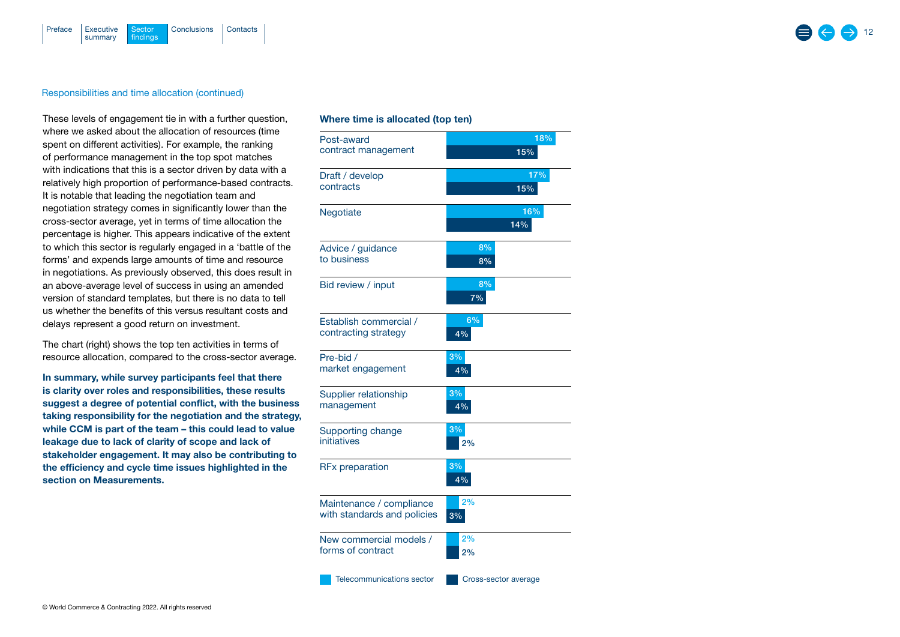Responsibilities and time allocation (continued)

These levels of engagement tie in with a further question, where we asked about the allocation of resources (time spent on different activities). For example, the ranking of performance management in the top spot matches with indications that this is a sector driven by data with a relatively high proportion of performance-based contracts. It is notable that leading the negotiation team and negotiation strategy comes in significantly lower than the cross-sector average, yet in terms of time allocation the percentage is higher. This appears indicative of the extent to which this sector is regularly engaged in a 'battle of the forms' and expends large amounts of time and resource in negotiations. As previously observed, this does result in an above-average level of success in using an amended version of standard templates, but there is no data to tell us whether the benefits of this versus resultant costs and delays represent a good return on investment.

The chart (right) shows the top ten activities in terms of resource allocation, compared to the cross-sector average.

**In summary, while survey participants feel that there is clarity over roles and responsibilities, these results suggest a degree of potential conflict, with the business taking responsibility for the negotiation and the strategy, while CCM is part of the team – this could lead to value leakage due to lack of clarity of scope and lack of stakeholder engagement. It may also be contributing to the efficiency and cycle time issues highlighted in the section on Measurements.**

**Where time is allocated (top ten)**

| Activity | Telecommunications sector | Cross-sector average |
|---|---|---|
| Post-award contract management | 18% | 15% |
| Draft / develop contracts | 17% | 15% |
| Negotiate | 16% | 14% |
| Advice / guidance to business | 8% | 8% |
| Bid review / input | 8% | 7% |
| Establish commercial / contracting strategy | 6% | 4% |
| Pre-bid / market engagement | 3% | 4% |
| Supplier relationship management | 3% | 4% |
| Supporting change initiatives | 3% | 2% |
| RFx preparation | 3% | 4% |
| Maintenance / compliance with standards and policies | 2% | 3% |
| New commercial models / forms of contract | 2% | 2% |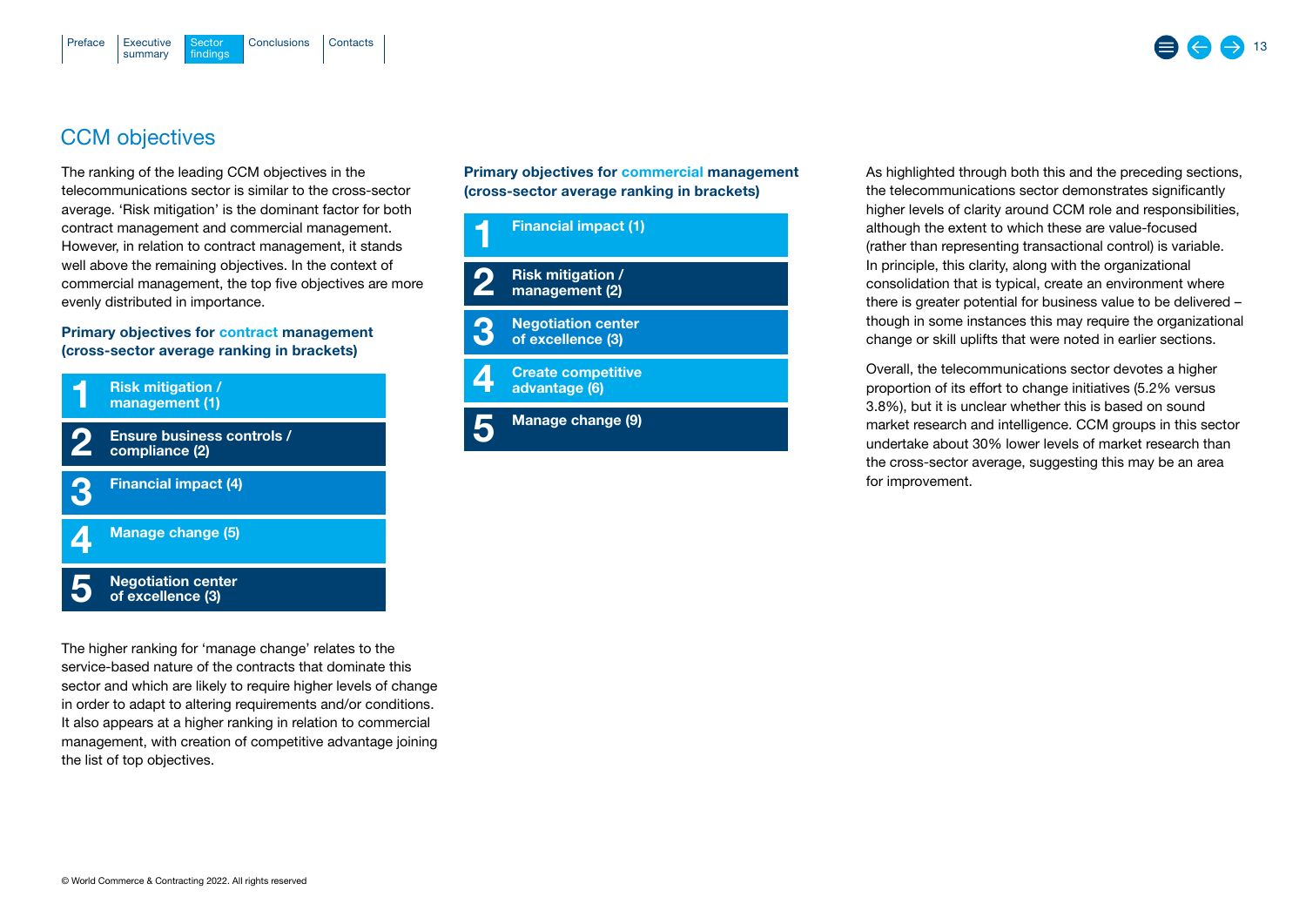## CCM objectives

The ranking of the leading CCM objectives in the telecommunications sector is similar to the cross-sector average. 'Risk mitigation' is the dominant factor for both contract management and commercial management. However, in relation to contract management, it stands well above the remaining objectives. In the context of commercial management, the top five objectives are more evenly distributed in importance.

**Primary objectives for contract management (cross-sector average ranking in brackets)**

1. **Risk mitigation / management (1)**
2. **Ensure business controls / compliance (2)**
3. **Financial impact (4)**
4. **Manage change (5)**
5. **Negotiation center of excellence (3)**

The higher ranking for 'manage change' relates to the service-based nature of the contracts that dominate this sector and which are likely to require higher levels of change in order to adapt to altering requirements and/or conditions. It also appears at a higher ranking in relation to commercial management, with creation of competitive advantage joining the list of top objectives.

**Primary objectives for commercial management (cross-sector average ranking in brackets)**

1. **Financial impact (1)**
2. **Risk mitigation / management (2)**
3. **Negotiation center of excellence (3)**
4. **Create competitive advantage (6)**
5. **Manage change (9)**

As highlighted through both this and the preceding sections, the telecommunications sector demonstrates significantly higher levels of clarity around CCM role and responsibilities, although the extent to which these are value-focused (rather than representing transactional control) is variable. In principle, this clarity, along with the organizational consolidation that is typical, create an environment where there is greater potential for business value to be delivered – though in some instances this may require the organizational change or skill uplifts that were noted in earlier sections.

Overall, the telecommunications sector devotes a higher proportion of its effort to change initiatives (5.2% versus 3.8%), but it is unclear whether this is based on sound market research and intelligence. CCM groups in this sector undertake about 30% lower levels of market research than the cross-sector average, suggesting this may be an area for improvement.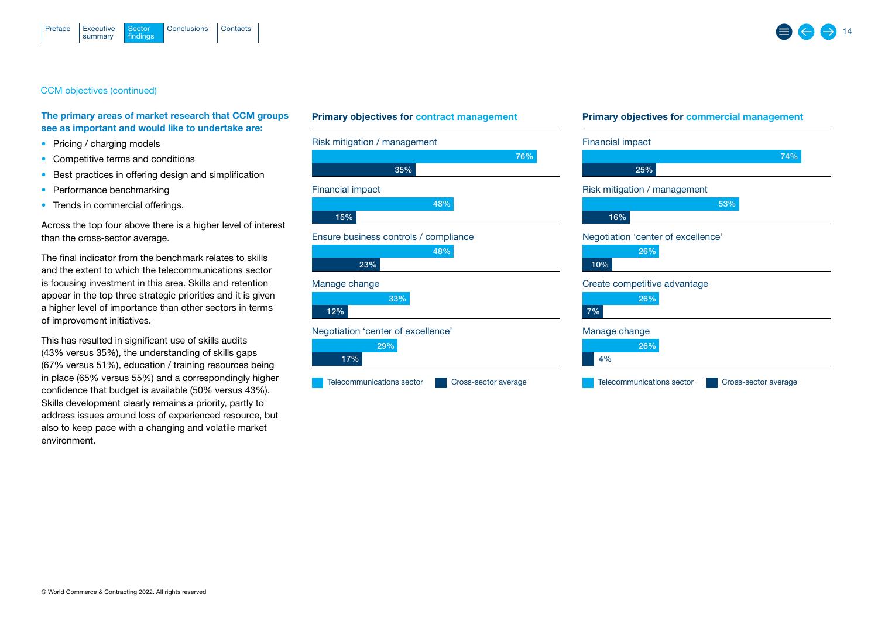CCM objectives (continued)

**The primary areas of market research that CCM groups see as important and would like to undertake are:**

- Pricing / charging models
- Competitive terms and conditions
- Best practices in offering design and simplification
- Performance benchmarking
- Trends in commercial offerings.

Across the top four above there is a higher level of interest than the cross-sector average.

The final indicator from the benchmark relates to skills and the extent to which the telecommunications sector is focusing investment in this area. Skills and retention appear in the top three strategic priorities and it is given a higher level of importance than other sectors in terms of improvement initiatives.

This has resulted in significant use of skills audits (43% versus 35%), the understanding of skills gaps (67% versus 51%), education / training resources being in place (65% versus 55%) and a correspondingly higher confidence that budget is available (50% versus 43%). Skills development clearly remains a priority, partly to address issues around loss of experienced resource, but also to keep pace with a changing and volatile market environment.

**Primary objectives for contract management**

| Objective | Telecommunications sector | Cross-sector average |
|---|---|---|
| Risk mitigation / management | 76% | 35% |
| Financial impact | 48% | 15% |
| Ensure business controls / compliance | 48% | 23% |
| Manage change | 33% | 12% |
| Negotiation 'center of excellence' | 29% | 17% |

**Primary objectives for commercial management**

| Objective | Telecommunications sector | Cross-sector average |
|---|---|---|
| Financial impact | 74% | 25% |
| Risk mitigation / management | 53% | 16% |
| Negotiation 'center of excellence' | 26% | 10% |
| Create competitive advantage | 26% | 7% |
| Manage change | 26% | 4% |

© World Commerce & Contracting 2022. All rights reserved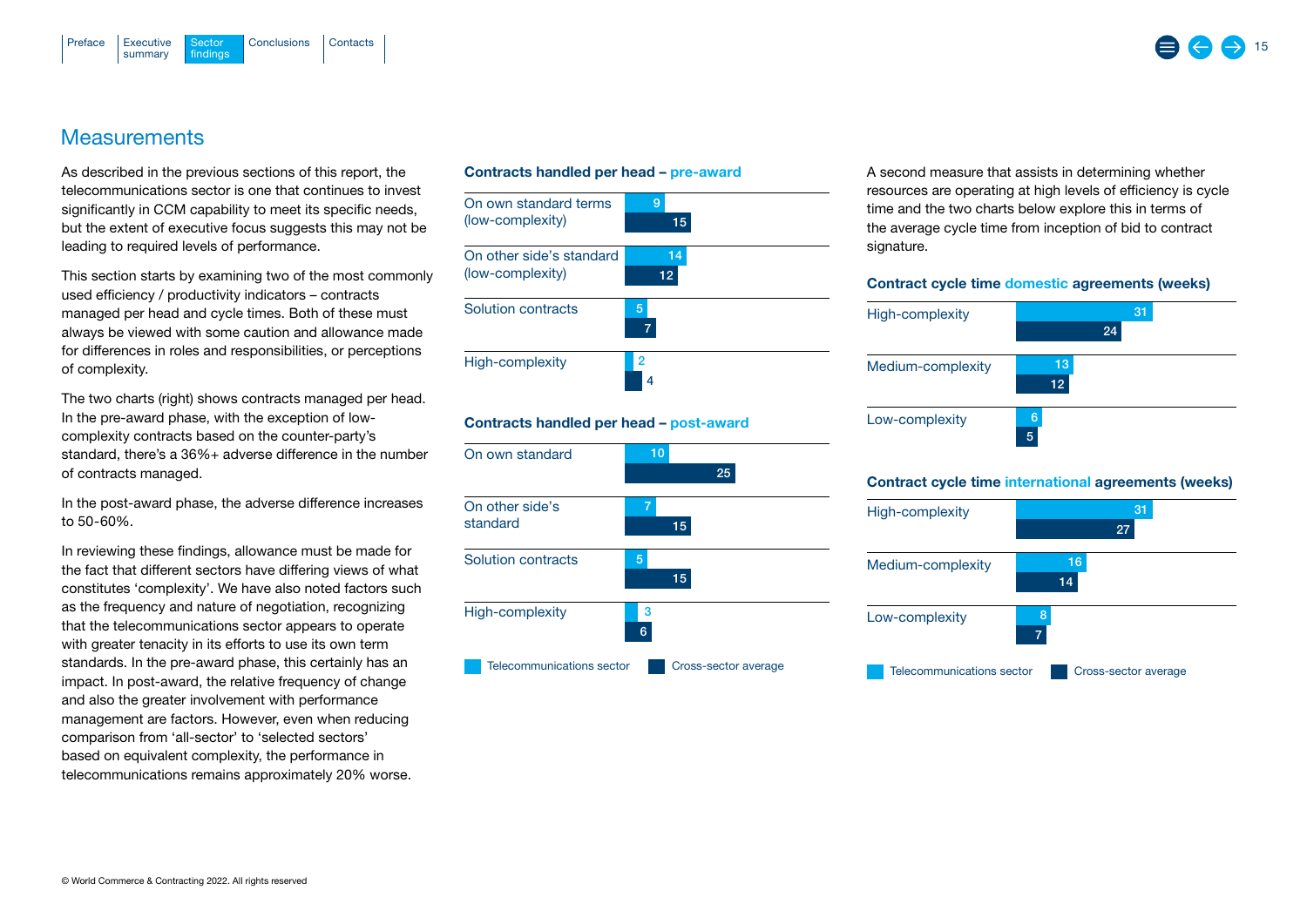## Measurements

As described in the previous sections of this report, the telecommunications sector is one that continues to invest significantly in CCM capability to meet its specific needs, but the extent of executive focus suggests this may not be leading to required levels of performance.

This section starts by examining two of the most commonly used efficiency / productivity indicators – contracts managed per head and cycle times. Both of these must always be viewed with some caution and allowance made for differences in roles and responsibilities, or perceptions of complexity.

The two charts (right) shows contracts managed per head. In the pre-award phase, with the exception of low-complexity contracts based on the counter-party's standard, there's a 36%+ adverse difference in the number of contracts managed.

In the post-award phase, the adverse difference increases to 50-60%.

In reviewing these findings, allowance must be made for the fact that different sectors have differing views of what constitutes 'complexity'. We have also noted factors such as the frequency and nature of negotiation, recognizing that the telecommunications sector appears to operate with greater tenacity in its efforts to use its own term standards. In the pre-award phase, this certainly has an impact. In post-award, the relative frequency of change and also the greater involvement with performance management are factors. However, even when reducing comparison from 'all-sector' to 'selected sectors' based on equivalent complexity, the performance in telecommunications remains approximately 20% worse.

### Contracts handled per head – pre-award

| | Telecommunications sector | Cross-sector average |
|---|---|---|
| On own standard terms (low-complexity) | 9 | 15 |
| On other side's standard (low-complexity) | 14 | 12 |
| Solution contracts | 5 | 7 |
| High-complexity | 2 | 4 |

### Contracts handled per head – post-award

| | Telecommunications sector | Cross-sector average |
|---|---|---|
| On own standard | 10 | 25 |
| On other side's standard | 7 | 15 |
| Solution contracts | 5 | 15 |
| High-complexity | 3 | 6 |

A second measure that assists in determining whether resources are operating at high levels of efficiency is cycle time and the two charts below explore this in terms of the average cycle time from inception of bid to contract signature.

### Contract cycle time domestic agreements (weeks)

| | Telecommunications sector | Cross-sector average |
|---|---|---|
| High-complexity | 31 | 24 |
| Medium-complexity | 13 | 12 |
| Low-complexity | 6 | 5 |

### Contract cycle time international agreements (weeks)

| | Telecommunications sector | Cross-sector average |
|---|---|---|
| High-complexity | 31 | 27 |
| Medium-complexity | 16 | 14 |
| Low-complexity | 8 | 7 |

© World Commerce & Contracting 2022. All rights reserved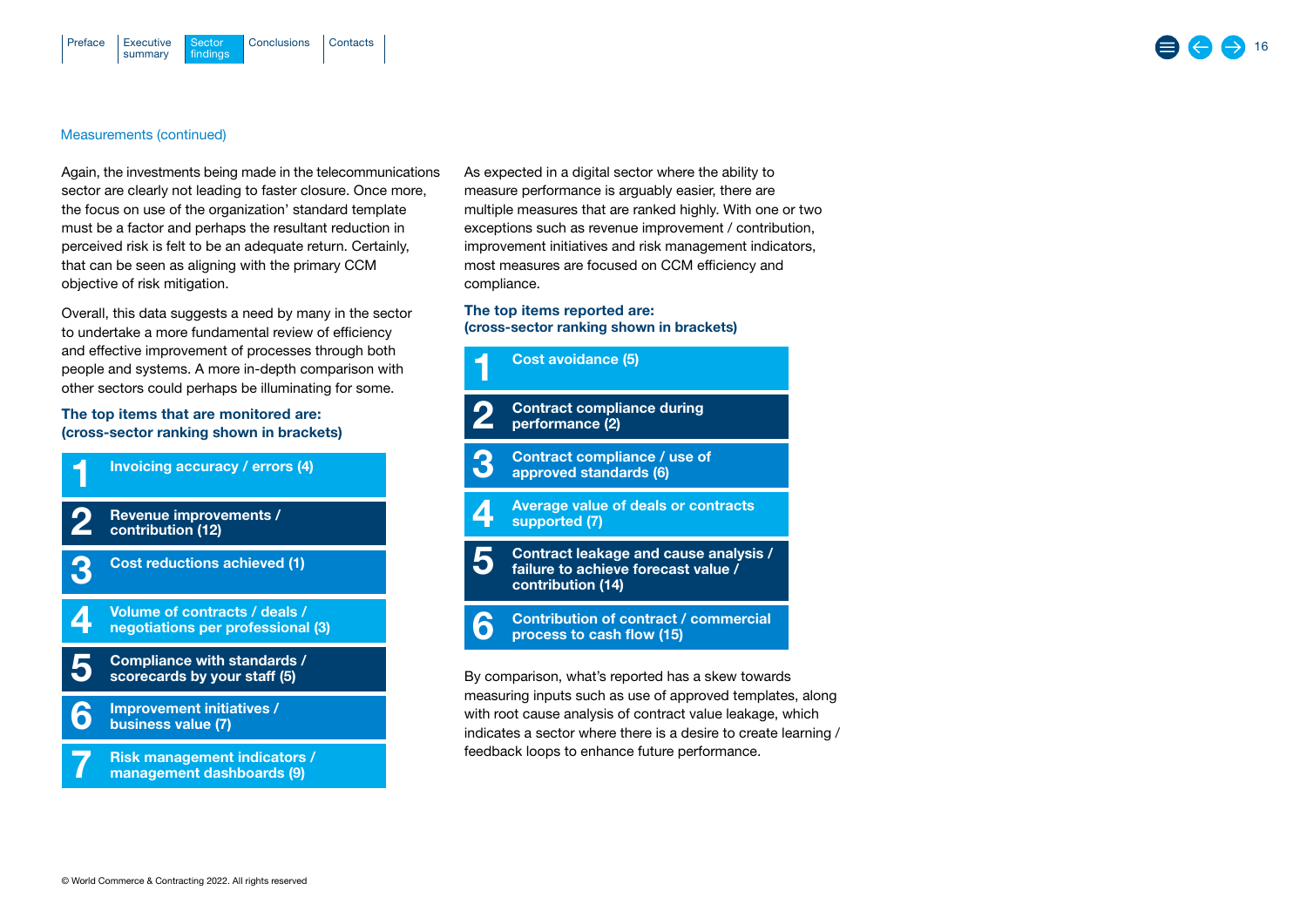Measurements (continued)

Again, the investments being made in the telecommunications sector are clearly not leading to faster closure. Once more, the focus on use of the organization' standard template must be a factor and perhaps the resultant reduction in perceived risk is felt to be an adequate return. Certainly, that can be seen as aligning with the primary CCM objective of risk mitigation.

Overall, this data suggests a need by many in the sector to undertake a more fundamental review of efficiency and effective improvement of processes through both people and systems. A more in-depth comparison with other sectors could perhaps be illuminating for some.

**The top items that are monitored are: (cross-sector ranking shown in brackets)**

1. **Invoicing accuracy / errors (4)**
2. **Revenue improvements / contribution (12)**
3. **Cost reductions achieved (1)**
4. **Volume of contracts / deals / negotiations per professional (3)**
5. **Compliance with standards / scorecards by your staff (5)**
6. **Improvement initiatives / business value (7)**
7. **Risk management indicators / management dashboards (9)**

As expected in a digital sector where the ability to measure performance is arguably easier, there are multiple measures that are ranked highly. With one or two exceptions such as revenue improvement / contribution, improvement initiatives and risk management indicators, most measures are focused on CCM efficiency and compliance.

**The top items reported are: (cross-sector ranking shown in brackets)**

1. **Cost avoidance (5)**
2. **Contract compliance during performance (2)**
3. **Contract compliance / use of approved standards (6)**
4. **Average value of deals or contracts supported (7)**
5. **Contract leakage and cause analysis / failure to achieve forecast value / contribution (14)**
6. **Contribution of contract / commercial process to cash flow (15)**

By comparison, what's reported has a skew towards measuring inputs such as use of approved templates, along with root cause analysis of contract value leakage, which indicates a sector where there is a desire to create learning / feedback loops to enhance future performance.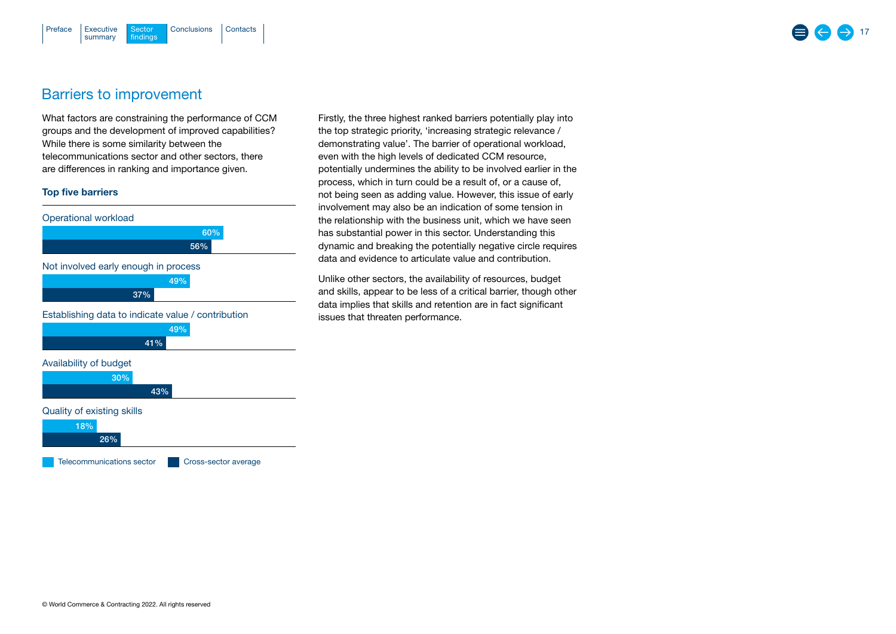## Barriers to improvement

What factors are constraining the performance of CCM groups and the development of improved capabilities? While there is some similarity between the telecommunications sector and other sectors, there are differences in ranking and importance given.

### Top five barriers

| Barrier | Telecommunications sector | Cross-sector average |
|---|---|---|
| Operational workload | 60% | 56% |
| Not involved early enough in process | 49% | 37% |
| Establishing data to indicate value / contribution | 49% | 41% |
| Availability of budget | 30% | 43% |
| Quality of existing skills | 18% | 26% |

Firstly, the three highest ranked barriers potentially play into the top strategic priority, 'increasing strategic relevance / demonstrating value'. The barrier of operational workload, even with the high levels of dedicated CCM resource, potentially undermines the ability to be involved earlier in the process, which in turn could be a result of, or a cause of, not being seen as adding value. However, this issue of early involvement may also be an indication of some tension in the relationship with the business unit, which we have seen has substantial power in this sector. Understanding this dynamic and breaking the potentially negative circle requires data and evidence to articulate value and contribution.

Unlike other sectors, the availability of resources, budget and skills, appear to be less of a critical barrier, though other data implies that skills and retention are in fact significant issues that threaten performance.

© World Commerce & Contracting 2022. All rights reserved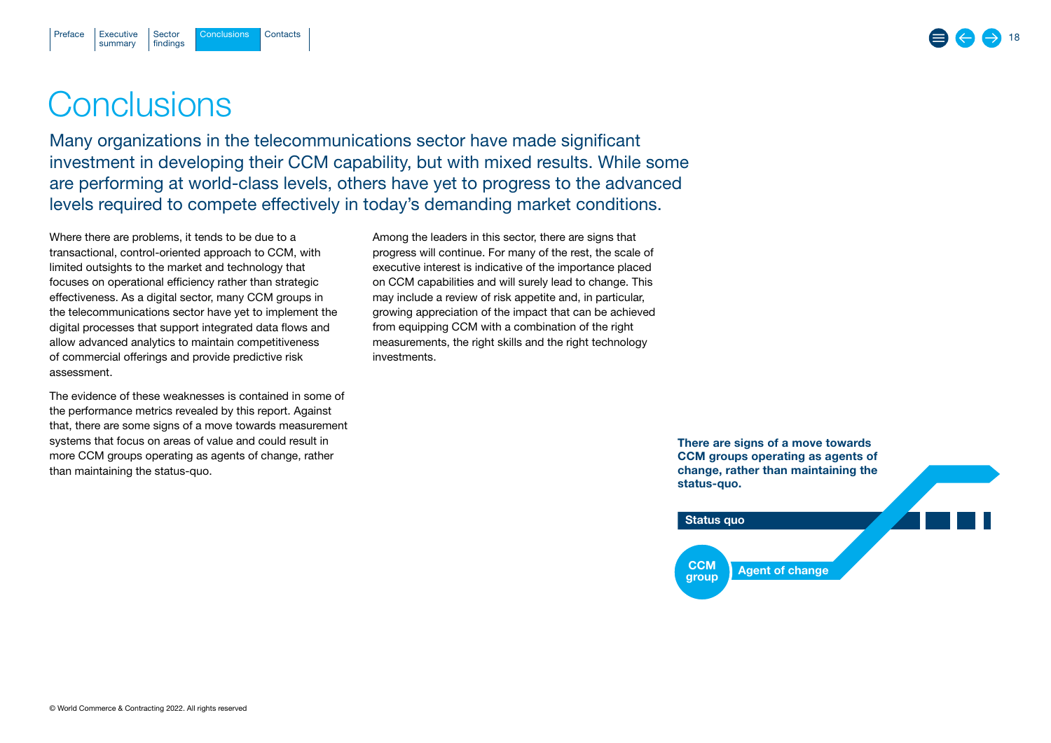# Conclusions

Many organizations in the telecommunications sector have made significant investment in developing their CCM capability, but with mixed results. While some are performing at world-class levels, others have yet to progress to the advanced levels required to compete effectively in today's demanding market conditions.

Where there are problems, it tends to be due to a transactional, control-oriented approach to CCM, with limited outsights to the market and technology that focuses on operational efficiency rather than strategic effectiveness. As a digital sector, many CCM groups in the telecommunications sector have yet to implement the digital processes that support integrated data flows and allow advanced analytics to maintain competitiveness of commercial offerings and provide predictive risk assessment.

The evidence of these weaknesses is contained in some of the performance metrics revealed by this report. Against that, there are some signs of a move towards measurement systems that focus on areas of value and could result in more CCM groups operating as agents of change, rather than maintaining the status-quo.

Among the leaders in this sector, there are signs that progress will continue. For many of the rest, the scale of executive interest is indicative of the importance placed on CCM capabilities and will surely lead to change. This may include a review of risk appetite and, in particular, growing appreciation of the impact that can be achieved from equipping CCM with a combination of the right measurements, the right skills and the right technology investments.

**There are signs of a move towards CCM groups operating as agents of change, rather than maintaining the status-quo.**

Status quo

CCM group

Agent of change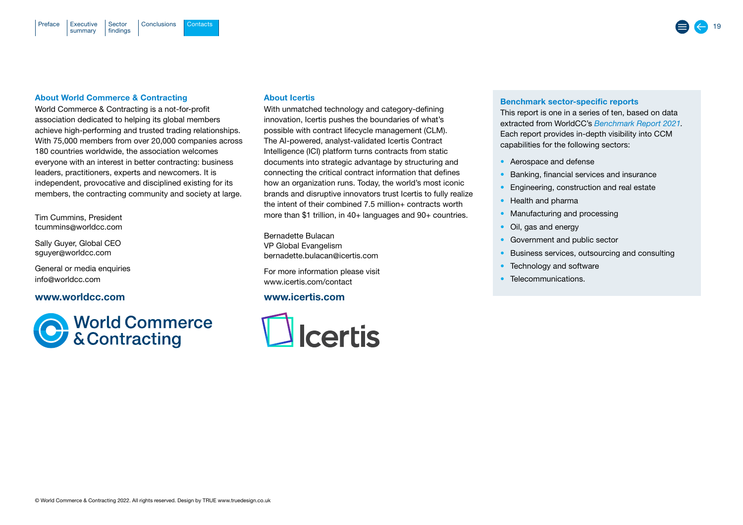## About World Commerce & Contracting

World Commerce & Contracting is a not-for-profit association dedicated to helping its global members achieve high-performing and trusted trading relationships. With 75,000 members from over 20,000 companies across 180 countries worldwide, the association welcomes everyone with an interest in better contracting: business leaders, practitioners, experts and newcomers. It is independent, provocative and disciplined existing for its members, the contracting community and society at large.

Tim Cummins, President
tcummins@worldcc.com

Sally Guyer, Global CEO
sguyer@worldcc.com

General or media enquiries
info@worldcc.com

**www.worldcc.com**

World Commerce & Contracting

## About Icertis

With unmatched technology and category-defining innovation, Icertis pushes the boundaries of what's possible with contract lifecycle management (CLM). The AI-powered, analyst-validated Icertis Contract Intelligence (ICI) platform turns contracts from static documents into strategic advantage by structuring and connecting the critical contract information that defines how an organization runs. Today, the world's most iconic brands and disruptive innovators trust Icertis to fully realize the intent of their combined 7.5 million+ contracts worth more than $1 trillion, in 40+ languages and 90+ countries.

Bernadette Bulacan
VP Global Evangelism
bernadette.bulacan@icertis.com

For more information please visit
www.icertis.com/contact

**www.icertis.com**

Icertis

## Benchmark sector-specific reports

This report is one in a series of ten, based on data extracted from WorldCC's *Benchmark Report 2021*. Each report provides in-depth visibility into CCM capabilities for the following sectors:

- Aerospace and defense
- Banking, financial services and insurance
- Engineering, construction and real estate
- Health and pharma
- Manufacturing and processing
- Oil, gas and energy
- Government and public sector
- Business services, outsourcing and consulting
- Technology and software
- Telecommunications.

© World Commerce & Contracting 2022. All rights reserved. Design by TRUE www.truedesign.co.uk